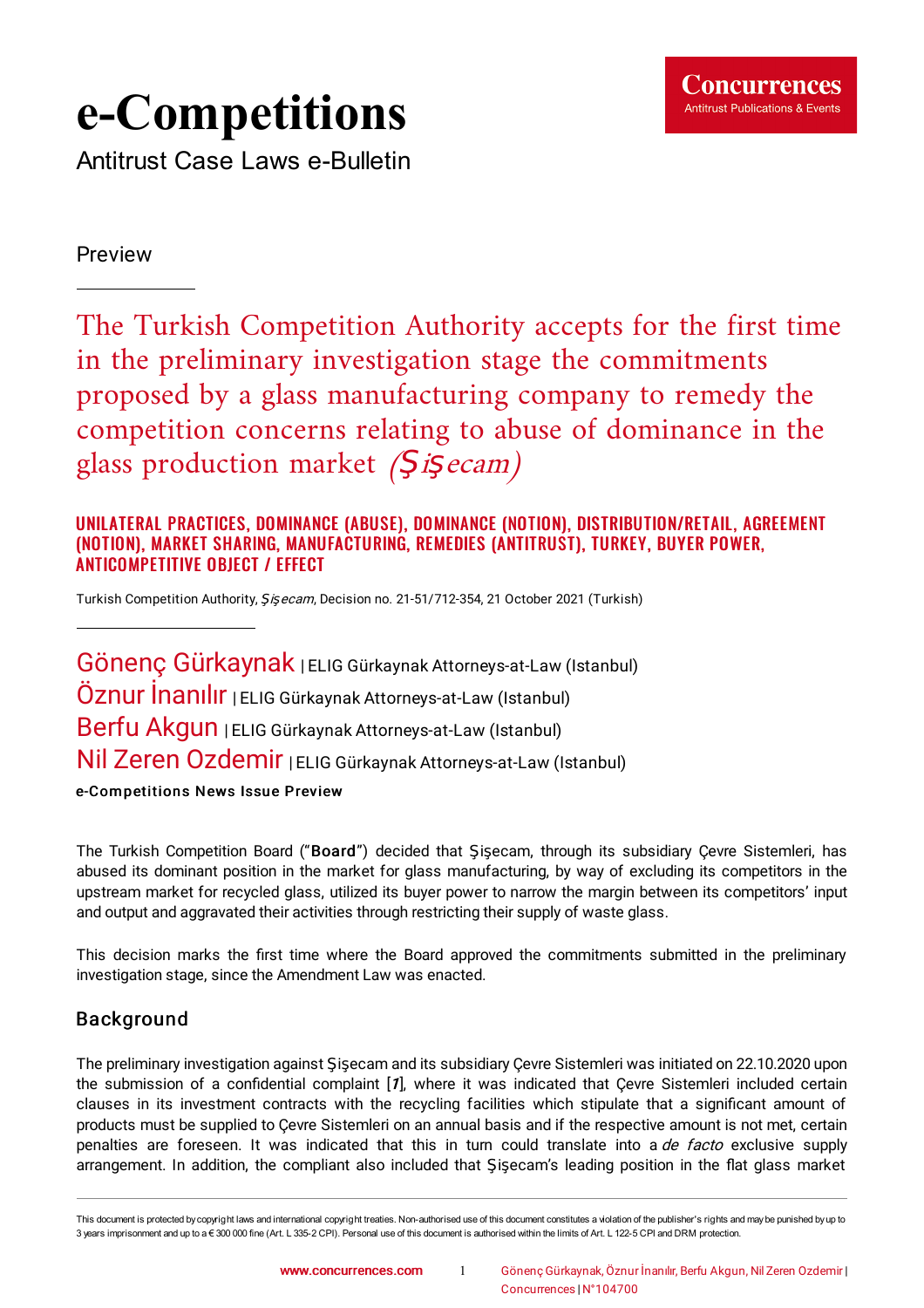# e-Competitions

Antitrust Case Laws e-Bulletin

Preview

## The Turkish Competition Authority accepts for the first time in the preliminary investigation stage the commitments proposed by a glass manufacturing company to remedy the competition concerns relating to abuse of dominance in the glass production market *(Şişecam)*

**UNILATERAL PRACTICES, DOMINANCE (ABUSE), DOMINANCE (NOTION), DISTRIBUTION/RETAIL, AGREEMENT (NOTION), MARKET SHARING, MANUFACTURING, REMEDIES (ANTITRUST), TURKEY, BUYER POWER, ANTICOMPETITIVE OBJECT / EFFECT**

Turkish Competition Authority, *Şişecam*, Decision no. 21-51/712-354, 21 October 2021 (Turkish)

Gönenç Gürkaynak | ELIG Gürkaynak Attorneys-at-Law (Istanbul)
Öznur İnanılır | ELIG Gürkaynak Attorneys-at-Law (Istanbul)
Berfu Akgun | ELIG Gürkaynak Attorneys-at-Law (Istanbul)
Nil Zeren Ozdemir | ELIG Gürkaynak Attorneys-at-Law (Istanbul)

**e-Competitions News Issue Preview**

The Turkish Competition Board ("**Board**") decided that Şişecam, through its subsidiary Çevre Sistemleri, has abused its dominant position in the market for glass manufacturing, by way of excluding its competitors in the upstream market for recycled glass, utilized its buyer power to narrow the margin between its competitors' input and output and aggravated their activities through restricting their supply of waste glass.

This decision marks the first time where the Board approved the commitments submitted in the preliminary investigation stage, since the Amendment Law was enacted.

### Background

The preliminary investigation against Şişecam and its subsidiary Çevre Sistemleri was initiated on 22.10.2020 upon the submission of a confidential complaint [*1*], where it was indicated that Çevre Sistemleri included certain clauses in its investment contracts with the recycling facilities which stipulate that a significant amount of products must be supplied to Çevre Sistemleri on an annual basis and if the respective amount is not met, certain penalties are foreseen. It was indicated that this in turn could translate into a *de facto* exclusive supply arrangement. In addition, the compliant also included that Şişecam's leading position in the flat glass market

This document is protected by copyright laws and international copyright treaties. Non-authorised use of this document constitutes a violation of the publisher's rights and may be punished by up to 3 years imprisonment and up to a € 300 000 fine (Art. L 335-2 CPI). Personal use of this document is authorised within the limits of Art. L 122-5 CPI and DRM protection.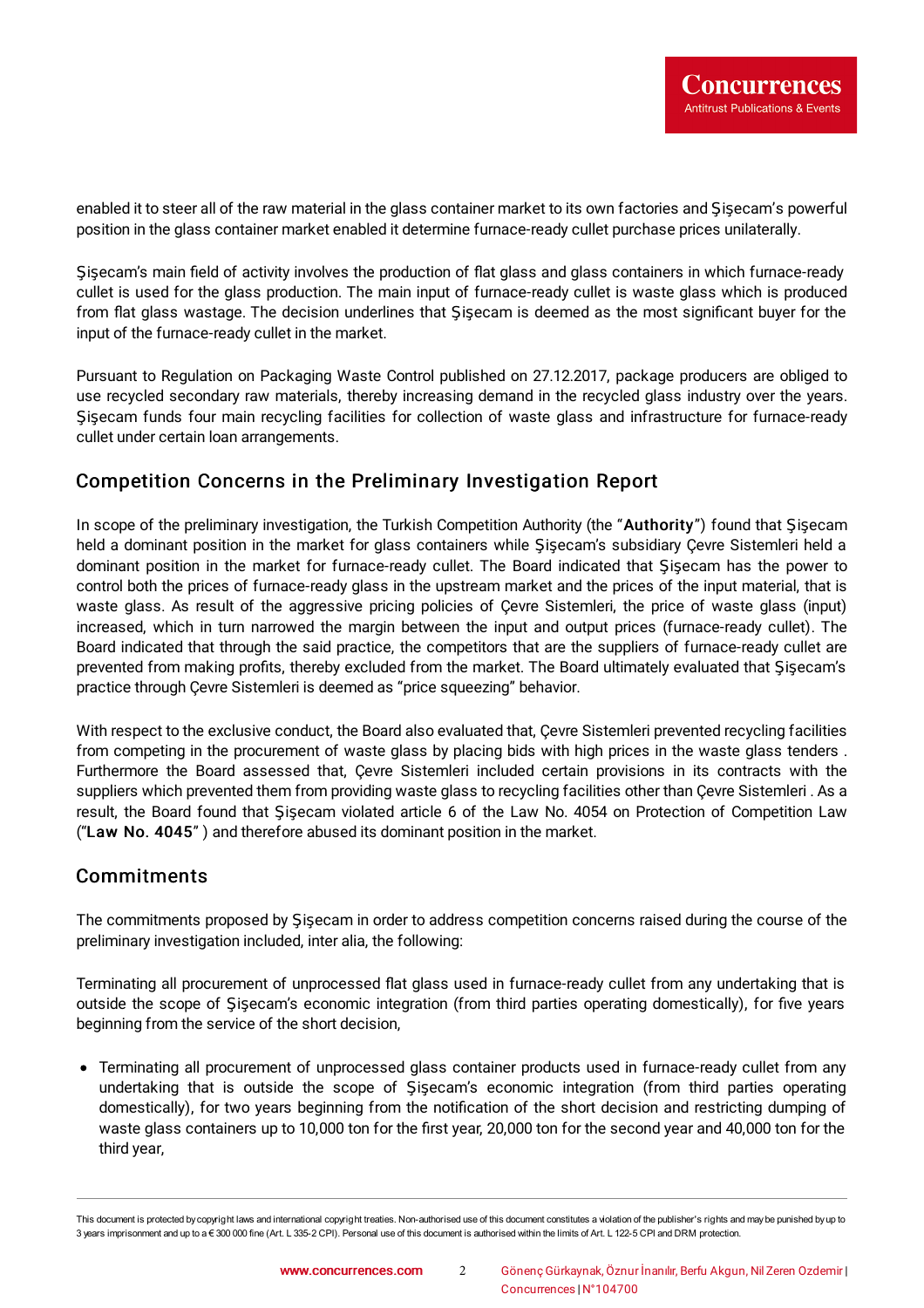enabled it to steer all of the raw material in the glass container market to its own factories and Şişecam's powerful position in the glass container market enabled it determine furnace-ready cullet purchase prices unilaterally.

Şişecam's main field of activity involves the production of flat glass and glass containers in which furnace-ready cullet is used for the glass production. The main input of furnace-ready cullet is waste glass which is produced from flat glass wastage. The decision underlines that Şişecam is deemed as the most significant buyer for the input of the furnace-ready cullet in the market.

Pursuant to Regulation on Packaging Waste Control published on 27.12.2017, package producers are obliged to use recycled secondary raw materials, thereby increasing demand in the recycled glass industry over the years. Şişecam funds four main recycling facilities for collection of waste glass and infrastructure for furnace-ready cullet under certain loan arrangements.

## Competition Concerns in the Preliminary Investigation Report

In scope of the preliminary investigation, the Turkish Competition Authority (the "**Authority**") found that Şişecam held a dominant position in the market for glass containers while Şişecam's subsidiary Çevre Sistemleri held a dominant position in the market for furnace-ready cullet. The Board indicated that Şişecam has the power to control both the prices of furnace-ready glass in the upstream market and the prices of the input material, that is waste glass. As result of the aggressive pricing policies of Çevre Sistemleri, the price of waste glass (input) increased, which in turn narrowed the margin between the input and output prices (furnace-ready cullet). The Board indicated that through the said practice, the competitors that are the suppliers of furnace-ready cullet are prevented from making profits, thereby excluded from the market. The Board ultimately evaluated that Şişecam's practice through Çevre Sistemleri is deemed as "price squeezing" behavior.

With respect to the exclusive conduct, the Board also evaluated that, Çevre Sistemleri prevented recycling facilities from competing in the procurement of waste glass by placing bids with high prices in the waste glass tenders . Furthermore the Board assessed that, Çevre Sistemleri included certain provisions in its contracts with the suppliers which prevented them from providing waste glass to recycling facilities other than Çevre Sistemleri . As a result, the Board found that Şişecam violated article 6 of the Law No. 4054 on Protection of Competition Law ("**Law No. 4045**" ) and therefore abused its dominant position in the market.

## Commitments

The commitments proposed by Şişecam in order to address competition concerns raised during the course of the preliminary investigation included, inter alia, the following:

Terminating all procurement of unprocessed flat glass used in furnace-ready cullet from any undertaking that is outside the scope of Şişecam's economic integration (from third parties operating domestically), for five years beginning from the service of the short decision,

- Terminating all procurement of unprocessed glass container products used in furnace-ready cullet from any undertaking that is outside the scope of Şişecam's economic integration (from third parties operating domestically), for two years beginning from the notification of the short decision and restricting dumping of waste glass containers up to 10,000 ton for the first year, 20,000 ton for the second year and 40,000 ton for the third year,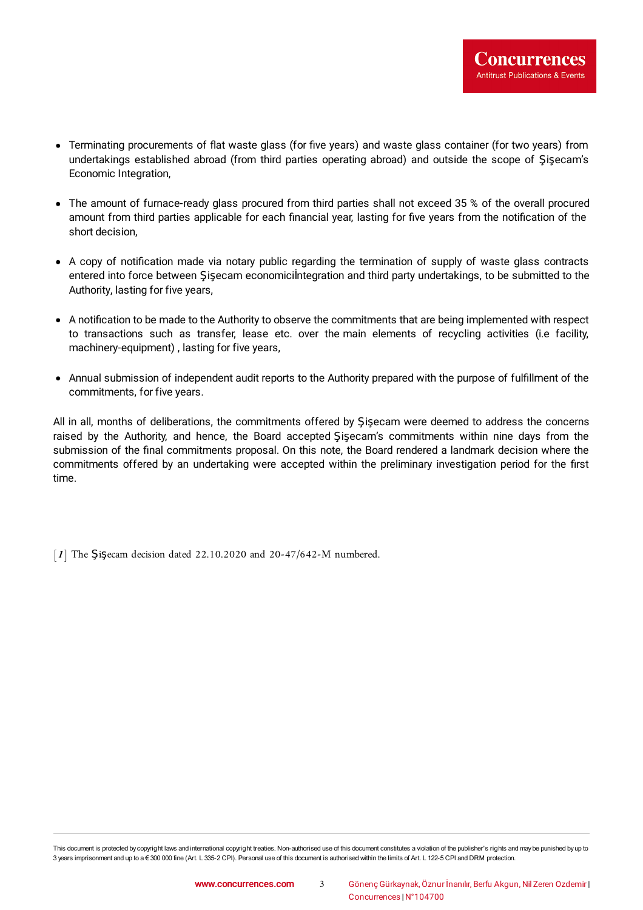- Terminating procurements of flat waste glass (for five years) and waste glass container (for two years) from undertakings established abroad (from third parties operating abroad) and outside the scope of Şişecam's Economic Integration,

- The amount of furnace-ready glass procured from third parties shall not exceed 35 % of the overall procured amount from third parties applicable for each financial year, lasting for five years from the notification of the short decision,

- A copy of notification made via notary public regarding the termination of supply of waste glass contracts entered into force between Şişecam economiciİntegration and third party undertakings, to be submitted to the Authority, lasting for five years,

- A notification to be made to the Authority to observe the commitments that are being implemented with respect to transactions such as transfer, lease etc. over the main elements of recycling activities (i.e facility, machinery-equipment) , lasting for five years,

- Annual submission of independent audit reports to the Authority prepared with the purpose of fulfillment of the commitments, for five years.

All in all, months of deliberations, the commitments offered by Şişecam were deemed to address the concerns raised by the Authority, and hence, the Board accepted Şişecam's commitments within nine days from the submission of the final commitments proposal. On this note, the Board rendered a landmark decision where the commitments offered by an undertaking were accepted within the preliminary investigation period for the first time.

[1] The Şişecam decision dated 22.10.2020 and 20-47/642-M numbered.